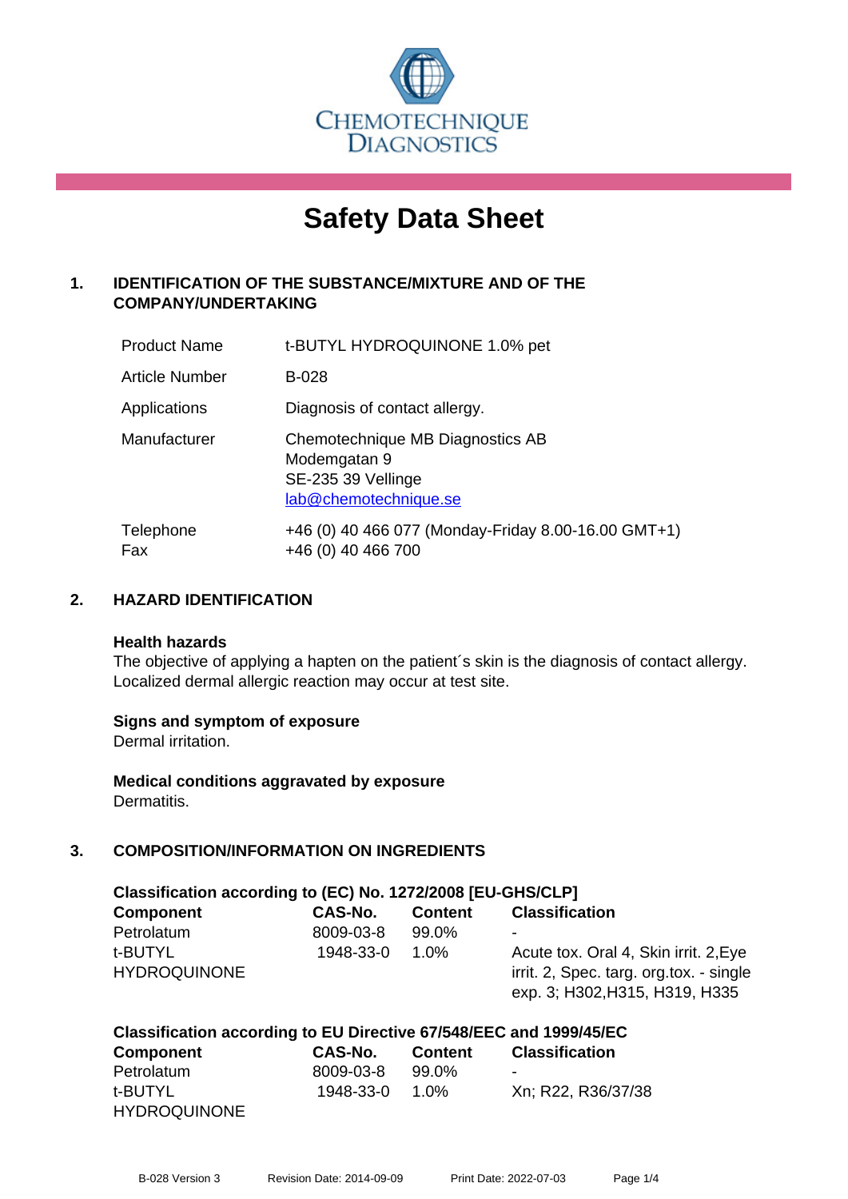CHEMOTECHNIQUE DIAGNOSTICS

# Safety Data Sheet

## 1. IDENTIFICATION OF THE SUBSTANCE/MIXTURE AND OF THE COMPANY/UNDERTAKING

| | |
|---|---|
| Product Name | t-BUTYL HYDROQUINONE 1.0% pet |
| Article Number | B-028 |
| Applications | Diagnosis of contact allergy. |
| Manufacturer | Chemotechnique MB Diagnostics AB<br>Modemgatan 9<br>SE-235 39 Vellinge<br>lab@chemotechnique.se |
| Telephone<br>Fax | +46 (0) 40 466 077 (Monday-Friday 8.00-16.00 GMT+1)<br>+46 (0) 40 466 700 |

## 2. HAZARD IDENTIFICATION

**Health hazards**
The objective of applying a hapten on the patient´s skin is the diagnosis of contact allergy. Localized dermal allergic reaction may occur at test site.

**Signs and symptom of exposure**
Dermal irritation.

**Medical conditions aggravated by exposure**
Dermatitis.

## 3. COMPOSITION/INFORMATION ON INGREDIENTS

**Classification according to (EC) No. 1272/2008 [EU-GHS/CLP]**

| Component | CAS-No. | Content | Classification |
|---|---|---|---|
| Petrolatum | 8009-03-8 | 99.0% | - |
| t-BUTYL HYDROQUINONE | 1948-33-0 | 1.0% | Acute tox. Oral 4, Skin irrit. 2,Eye irrit. 2, Spec. targ. org.tox. - single exp. 3; H302,H315, H319, H335 |

**Classification according to EU Directive 67/548/EEC and 1999/45/EC**

| Component | CAS-No. | Content | Classification |
|---|---|---|---|
| Petrolatum | 8009-03-8 | 99.0% | - |
| t-BUTYL HYDROQUINONE | 1948-33-0 | 1.0% | Xn; R22, R36/37/38 |

B-028 Version 3 Revision Date: 2014-09-09 Print Date: 2022-07-03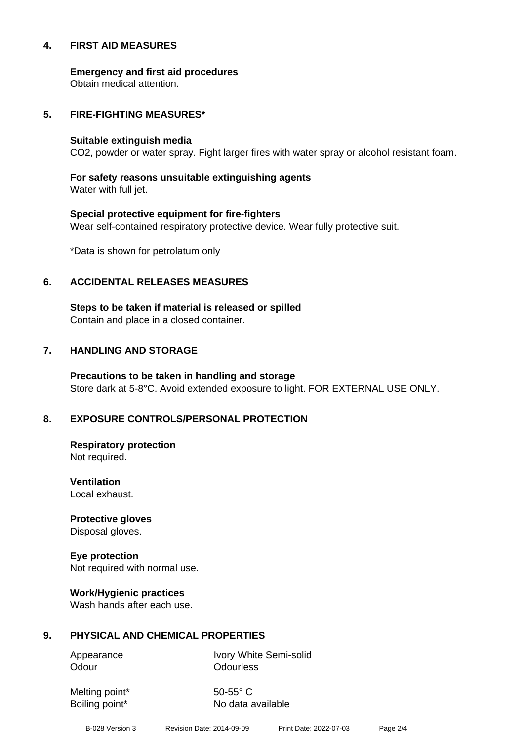## 4. FIRST AID MEASURES

**Emergency and first aid procedures**
Obtain medical attention.

## 5. FIRE-FIGHTING MEASURES*

**Suitable extinguish media**
$CO_2$, powder or water spray. Fight larger fires with water spray or alcohol resistant foam.

**For safety reasons unsuitable extinguishing agents**
Water with full jet.

**Special protective equipment for fire-fighters**
Wear self-contained respiratory protective device. Wear fully protective suit.

*Data is shown for petrolatum only

## 6. ACCIDENTAL RELEASES MEASURES

**Steps to be taken if material is released or spilled**
Contain and place in a closed container.

## 7. HANDLING AND STORAGE

**Precautions to be taken in handling and storage**
Store dark at 5-8°C. Avoid extended exposure to light. FOR EXTERNAL USE ONLY.

## 8. EXPOSURE CONTROLS/PERSONAL PROTECTION

**Respiratory protection**
Not required.

**Ventilation**
Local exhaust.

**Protective gloves**
Disposal gloves.

**Eye protection**
Not required with normal use.

**Work/Hygienic practices**
Wash hands after each use.

## 9. PHYSICAL AND CHEMICAL PROPERTIES

| | |
|---|---|
| Appearance | Ivory White Semi-solid |
| Odour | Odourless |
| Melting point* | 50-55° C |
| Boiling point* | No data available |

B-028 Version 3 Revision Date: 2014-09-09 Print Date: 2022-07-03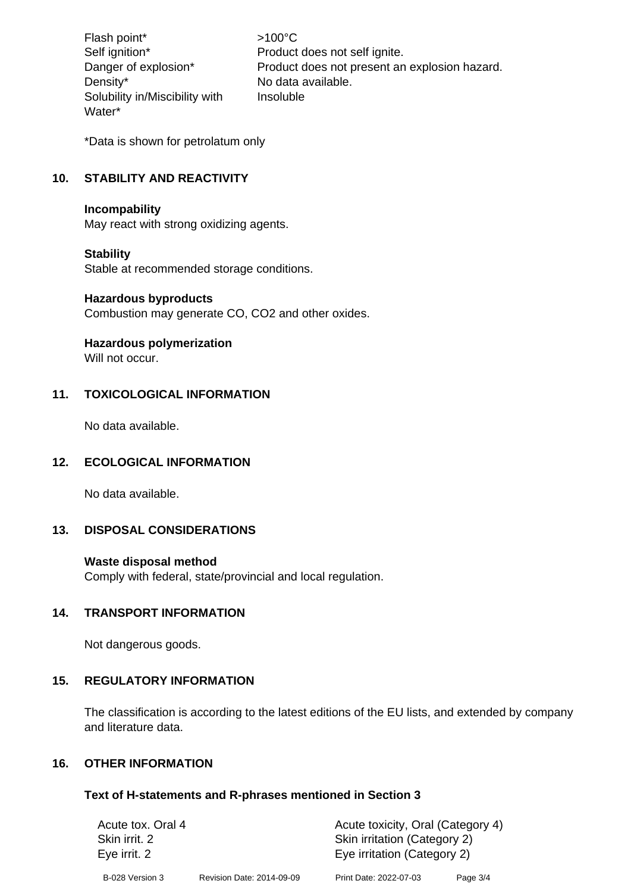| | |
|---|---|
| Flash point* | >100°C |
| Self ignition* | Product does not self ignite. |
| Danger of explosion* | Product does not present an explosion hazard. |
| Density* | No data available. |
| Solubility in/Miscibility with Water* | Insoluble |

*Data is shown for petrolatum only

## 10. STABILITY AND REACTIVITY

**Incompability**
May react with strong oxidizing agents.

**Stability**
Stable at recommended storage conditions.

**Hazardous byproducts**
Combustion may generate CO, $CO_2$ and other oxides.

**Hazardous polymerization**
Will not occur.

## 11. TOXICOLOGICAL INFORMATION

No data available.

## 12. ECOLOGICAL INFORMATION

No data available.

## 13. DISPOSAL CONSIDERATIONS

**Waste disposal method**
Comply with federal, state/provincial and local regulation.

## 14. TRANSPORT INFORMATION

Not dangerous goods.

## 15. REGULATORY INFORMATION

The classification is according to the latest editions of the EU lists, and extended by company and literature data.

## 16. OTHER INFORMATION

### Text of H-statements and R-phrases mentioned in Section 3

| | |
|---|---|
| Acute tox. Oral 4 | Acute toxicity, Oral (Category 4) |
| Skin irrit. 2 | Skin irritation (Category 2) |
| Eye irrit. 2 | Eye irritation (Category 2) |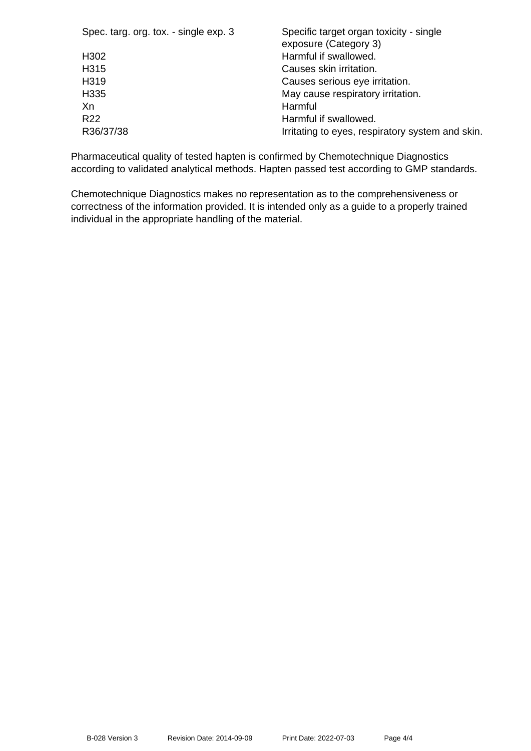| | |
|---|---|
| Spec. targ. org. tox. - single exp. 3 | Specific target organ toxicity - single exposure (Category 3) |
| H302 | Harmful if swallowed. |
| H315 | Causes skin irritation. |
| H319 | Causes serious eye irritation. |
| H335 | May cause respiratory irritation. |
| Xn | Harmful |
| R22 | Harmful if swallowed. |
| R36/37/38 | Irritating to eyes, respiratory system and skin. |

Pharmaceutical quality of tested hapten is confirmed by Chemotechnique Diagnostics according to validated analytical methods. Hapten passed test according to GMP standards.

Chemotechnique Diagnostics makes no representation as to the comprehensiveness or correctness of the information provided. It is intended only as a guide to a properly trained individual in the appropriate handling of the material.